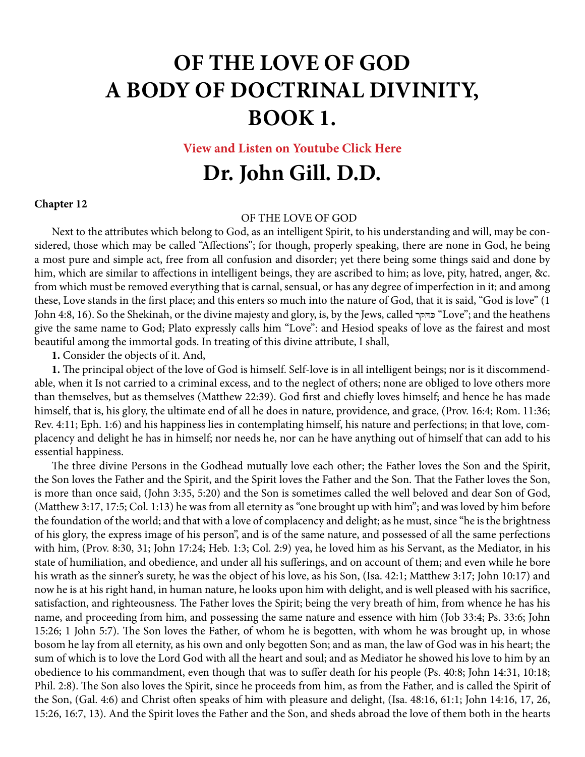# OF THE LOVE OF GOD A BODY OF DOCTRINAL DIVINITY, BOOK 1.

**View and Listen on Youtube Click Here**

## Dr. John Gill. D.D.

**Chapter 12**

OF THE LOVE OF GOD

Next to the attributes which belong to God, as an intelligent Spirit, to his understanding and will, may be considered, those which may be called "Affections"; for though, properly speaking, there are none in God, he being a most pure and simple act, free from all confusion and disorder; yet there being some things said and done by him, which are similar to affections in intelligent beings, they are ascribed to him; as love, pity, hatred, anger, &c. from which must be removed everything that is carnal, sensual, or has any degree of imperfection in it; and among these, Love stands in the first place; and this enters so much into the nature of God, that it is said, "God is love" (1 John 4:8, 16). So the Shekinah, or the divine majesty and glory, is, by the Jews, called כחקך "Love"; and the heathens give the same name to God; Plato expressly calls him "Love": and Hesiod speaks of love as the fairest and most beautiful among the immortal gods. In treating of this divine attribute, I shall,

**1.** Consider the objects of it. And,

**1.** The principal object of the love of God is himself. Self-love is in all intelligent beings; nor is it discommendable, when it Is not carried to a criminal excess, and to the neglect of others; none are obliged to love others more than themselves, but as themselves (Matthew 22:39). God first and chiefly loves himself; and hence he has made himself, that is, his glory, the ultimate end of all he does in nature, providence, and grace, (Prov. 16:4; Rom. 11:36; Rev. 4:11; Eph. 1:6) and his happiness lies in contemplating himself, his nature and perfections; in that love, complacency and delight he has in himself; nor needs he, nor can he have anything out of himself that can add to his essential happiness.

The three divine Persons in the Godhead mutually love each other; the Father loves the Son and the Spirit, the Son loves the Father and the Spirit, and the Spirit loves the Father and the Son. That the Father loves the Son, is more than once said, (John 3:35, 5:20) and the Son is sometimes called the well beloved and dear Son of God, (Matthew 3:17, 17:5; Col. 1:13) he was from all eternity as "one brought up with him"; and was loved by him before the foundation of the world; and that with a love of complacency and delight; as he must, since "he is the brightness of his glory, the express image of his person", and is of the same nature, and possessed of all the same perfections with him, (Prov. 8:30, 31; John 17:24; Heb. 1:3; Col. 2:9) yea, he loved him as his Servant, as the Mediator, in his state of humiliation, and obedience, and under all his sufferings, and on account of them; and even while he bore his wrath as the sinner's surety, he was the object of his love, as his Son, (Isa. 42:1; Matthew 3:17; John 10:17) and now he is at his right hand, in human nature, he looks upon him with delight, and is well pleased with his sacrifice, satisfaction, and righteousness. The Father loves the Spirit; being the very breath of him, from whence he has his name, and proceeding from him, and possessing the same nature and essence with him (Job 33:4; Ps. 33:6; John 15:26; 1 John 5:7). The Son loves the Father, of whom he is begotten, with whom he was brought up, in whose bosom he lay from all eternity, as his own and only begotten Son; and as man, the law of God was in his heart; the sum of which is to love the Lord God with all the heart and soul; and as Mediator he showed his love to him by an obedience to his commandment, even though that was to suffer death for his people (Ps. 40:8; John 14:31, 10:18; Phil. 2:8). The Son also loves the Spirit, since he proceeds from him, as from the Father, and is called the Spirit of the Son, (Gal. 4:6) and Christ often speaks of him with pleasure and delight, (Isa. 48:16, 61:1; John 14:16, 17, 26, 15:26, 16:7, 13). And the Spirit loves the Father and the Son, and sheds abroad the love of them both in the hearts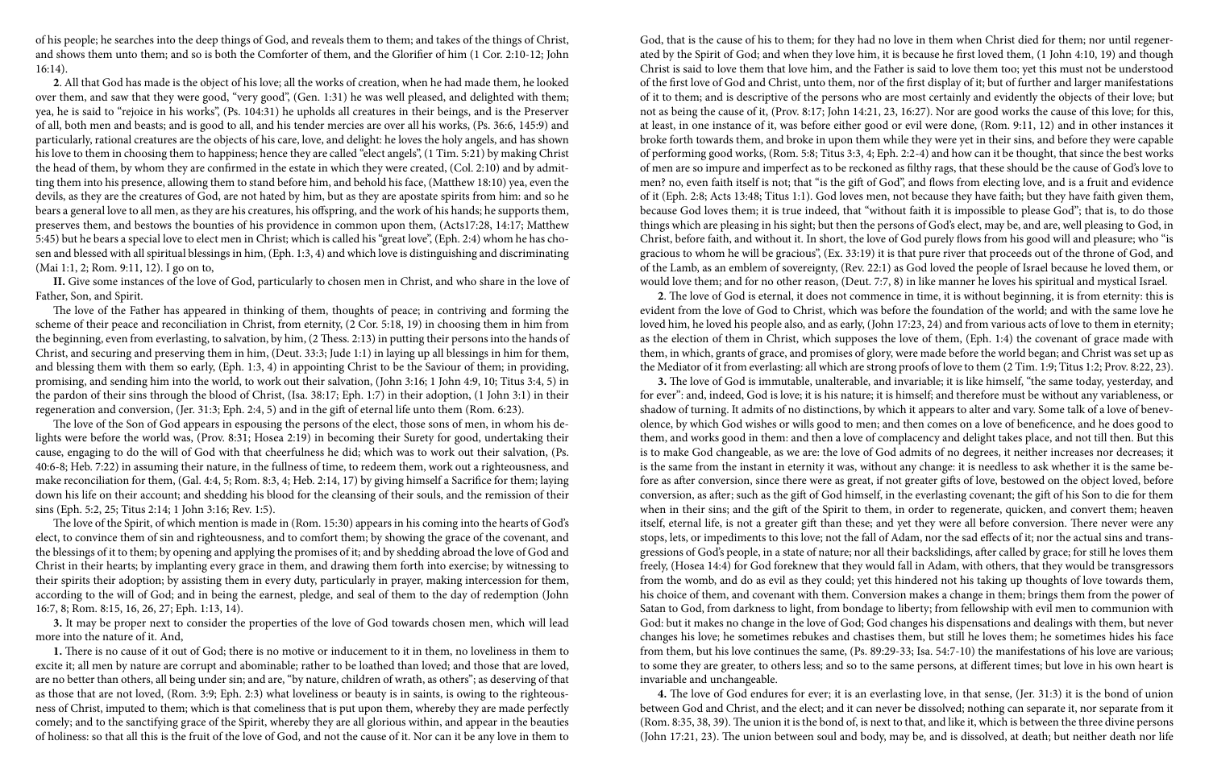of his people; he searches into the deep things of God, and reveals them to them; and takes of the things of Christ, and shows them unto them; and so is both the Comforter of them, and the Glorifier of him (1 Cor. 2:10-12; John 16:14).

**2**. All that God has made is the object of his love; all the works of creation, when he had made them, he looked over them, and saw that they were good, "very good", (Gen. 1:31) he was well pleased, and delighted with them; yea, he is said to "rejoice in his works", (Ps. 104:31) he upholds all creatures in their beings, and is the Preserver of all, both men and beasts; and is good to all, and his tender mercies are over all his works, (Ps. 36:6, 145:9) and particularly, rational creatures are the objects of his care, love, and delight: he loves the holy angels, and has shown his love to them in choosing them to happiness; hence they are called "elect angels", (1 Tim. 5:21) by making Christ the head of them, by whom they are confirmed in the estate in which they were created, (Col. 2:10) and by admitting them into his presence, allowing them to stand before him, and behold his face, (Matthew 18:10) yea, even the devils, as they are the creatures of God, are not hated by him, but as they are apostate spirits from him: and so he bears a general love to all men, as they are his creatures, his offspring, and the work of his hands; he supports them, preserves them, and bestows the bounties of his providence in common upon them, (Acts17:28, 14:17; Matthew 5:45) but he bears a special love to elect men in Christ; which is called his "great love", (Eph. 2:4) whom he has chosen and blessed with all spiritual blessings in him, (Eph. 1:3, 4) and which love is distinguishing and discriminating (Mai 1:1, 2; Rom. 9:11, 12). I go on to,

**II.** Give some instances of the love of God, particularly to chosen men in Christ, and who share in the love of Father, Son, and Spirit.

The love of the Father has appeared in thinking of them, thoughts of peace; in contriving and forming the scheme of their peace and reconciliation in Christ, from eternity, (2 Cor. 5:18, 19) in choosing them in him from the beginning, even from everlasting, to salvation, by him, (2 Thess. 2:13) in putting their persons into the hands of Christ, and securing and preserving them in him, (Deut. 33:3; Jude 1:1) in laying up all blessings in him for them, and blessing them with them so early, (Eph. 1:3, 4) in appointing Christ to be the Saviour of them; in providing, promising, and sending him into the world, to work out their salvation, (John 3:16; 1 John 4:9, 10; Titus 3:4, 5) in the pardon of their sins through the blood of Christ, (Isa. 38:17; Eph. 1:7) in their adoption, (1 John 3:1) in their regeneration and conversion, (Jer. 31:3; Eph. 2:4, 5) and in the gift of eternal life unto them (Rom. 6:23).

The love of the Son of God appears in espousing the persons of the elect, those sons of men, in whom his delights were before the world was, (Prov. 8:31; Hosea 2:19) in becoming their Surety for good, undertaking their cause, engaging to do the will of God with that cheerfulness he did; which was to work out their salvation, (Ps. 40:6-8; Heb. 7:22) in assuming their nature, in the fullness of time, to redeem them, work out a righteousness, and make reconciliation for them, (Gal. 4:4, 5; Rom. 8:3, 4; Heb. 2:14, 17) by giving himself a Sacrifice for them; laying down his life on their account; and shedding his blood for the cleansing of their souls, and the remission of their sins (Eph. 5:2, 25; Titus 2:14; 1 John 3:16; Rev. 1:5).

The love of the Spirit, of which mention is made in (Rom. 15:30) appears in his coming into the hearts of God's elect, to convince them of sin and righteousness, and to comfort them; by showing the grace of the covenant, and the blessings of it to them; by opening and applying the promises of it; and by shedding abroad the love of God and Christ in their hearts; by implanting every grace in them, and drawing them forth into exercise; by witnessing to their spirits their adoption; by assisting them in every duty, particularly in prayer, making intercession for them, according to the will of God; and in being the earnest, pledge, and seal of them to the day of redemption (John 16:7, 8; Rom. 8:15, 16, 26, 27; Eph. 1:13, 14).

**3.** It may be proper next to consider the properties of the love of God towards chosen men, which will lead more into the nature of it. And,

**1.** There is no cause of it out of God; there is no motive or inducement to it in them, no loveliness in them to excite it; all men by nature are corrupt and abominable; rather to be loathed than loved; and those that are loved, are no better than others, all being under sin; and are, "by nature, children of wrath, as others"; as deserving of that as those that are not loved, (Rom. 3:9; Eph. 2:3) what loveliness or beauty is in saints, is owing to the righteousness of Christ, imputed to them; which is that comeliness that is put upon them, whereby they are made perfectly comely; and to the sanctifying grace of the Spirit, whereby they are all glorious within, and appear in the beauties of holiness: so that all this is the fruit of the love of God, and not the cause of it. Nor can it be any love in them to God, that is the cause of his to them; for they had no love in them when Christ died for them; nor until regenerated by the Spirit of God; and when they love him, it is because he first loved them, (1 John 4:10, 19) and though Christ is said to love them that love him, and the Father is said to love them too; yet this must not be understood of the first love of God and Christ, unto them, nor of the first display of it; but of further and larger manifestations of it to them; and is descriptive of the persons who are most certainly and evidently the objects of their love; but not as being the cause of it, (Prov. 8:17; John 14:21, 23, 16:27). Nor are good works the cause of this love; for this, at least, in one instance of it, was before either good or evil were done, (Rom. 9:11, 12) and in other instances it broke forth towards them, and broke in upon them while they were yet in their sins, and before they were capable of performing good works, (Rom. 5:8; Titus 3:3, 4, Eph. 2:2-4) and how can it be thought, that since the best works of men are so impure and imperfect as to be reckoned as filthy rags, that these should be the cause of God's love to men? no, even faith itself is not; that "is the gift of God", and flows from electing love, and is a fruit and evidence of it (Eph. 2:8; Acts 13:48; Titus 1:1). God loves men, not because they have faith; but they have faith given them, because God loves them; it is true indeed, that "without faith it is impossible to please God"; that is, to do those things which are pleasing in his sight; but then the persons of God's elect, may be, and are, well pleasing to God, in Christ, before faith, and without it. In short, the love of God purely flows from his good will and pleasure; who "is gracious to whom he will be gracious", (Ex. 33:19) it is that pure river that proceeds out of the throne of God, and of the Lamb, as an emblem of sovereignty, (Rev. 22:1) as God loved the people of Israel because he loved them, or would love them; and for no other reason, (Deut. 7:7, 8) in like manner he loves his spiritual and mystical Israel.

**2**. The love of God is eternal, it does not commence in time, it is without beginning, it is from eternity: this is evident from the love of God to Christ, which was before the foundation of the world; and with the same love he loved him, he loved his people also, and as early, (John 17:23, 24) and from various acts of love to them in eternity; as the election of them in Christ, which supposes the love of them, (Eph. 1:4) the covenant of grace made with them, in which, grants of grace, and promises of glory, were made before the world began; and Christ was set up as the Mediator of it from everlasting: all which are strong proofs of love to them (2 Tim. 1:9; Titus 1:2; Prov. 8:22, 23).

**3.** The love of God is immutable, unalterable, and invariable; it is like himself, "the same today, yesterday, and for ever": and, indeed, God is love; it is his nature; it is himself; and therefore must be without any variableness, or shadow of turning. It admits of no distinctions, by which it appears to alter and vary. Some talk of a love of benevolence, by which God wishes or wills good to men; and then comes on a love of beneficence, and he does good to them, and works good in them: and then a love of complacency and delight takes place, and not till then. But this is to make God changeable, as we are: the love of God admits of no degrees, it neither increases nor decreases; it is the same from the instant in eternity it was, without any change: it is needless to ask whether it is the same before as after conversion, since there were as great, if not greater gifts of love, bestowed on the object loved, before conversion, as after; such as the gift of God himself, in the everlasting covenant; the gift of his Son to die for them when in their sins; and the gift of the Spirit to them, in order to regenerate, quicken, and convert them; heaven itself, eternal life, is not a greater gift than these; and yet they were all before conversion. There never were any stops, lets, or impediments to this love; not the fall of Adam, nor the sad effects of it; nor the actual sins and transgressions of God's people, in a state of nature; nor all their backslidings, after called by grace; for still he loves them freely, (Hosea 14:4) for God foreknew that they would fall in Adam, with others, that they would be transgressors from the womb, and do as evil as they could; yet this hindered not his taking up thoughts of love towards them, his choice of them, and covenant with them. Conversion makes a change in them; brings them from the power of Satan to God, from darkness to light, from bondage to liberty; from fellowship with evil men to communion with God: but it makes no change in the love of God; God changes his dispensations and dealings with them, but never changes his love; he sometimes rebukes and chastises them, but still he loves them; he sometimes hides his face from them, but his love continues the same, (Ps. 89:29-33; Isa. 54:7-10) the manifestations of his love are various; to some they are greater, to others less; and so to the same persons, at different times; but love in his own heart is invariable and unchangeable.

**4.** The love of God endures for ever; it is an everlasting love, in that sense, (Jer. 31:3) it is the bond of union between God and Christ, and the elect; and it can never be dissolved; nothing can separate it, nor separate from it (Rom. 8:35, 38, 39). The union it is the bond of, is next to that, and like it, which is between the three divine persons (John 17:21, 23). The union between soul and body, may be, and is dissolved, at death; but neither death nor life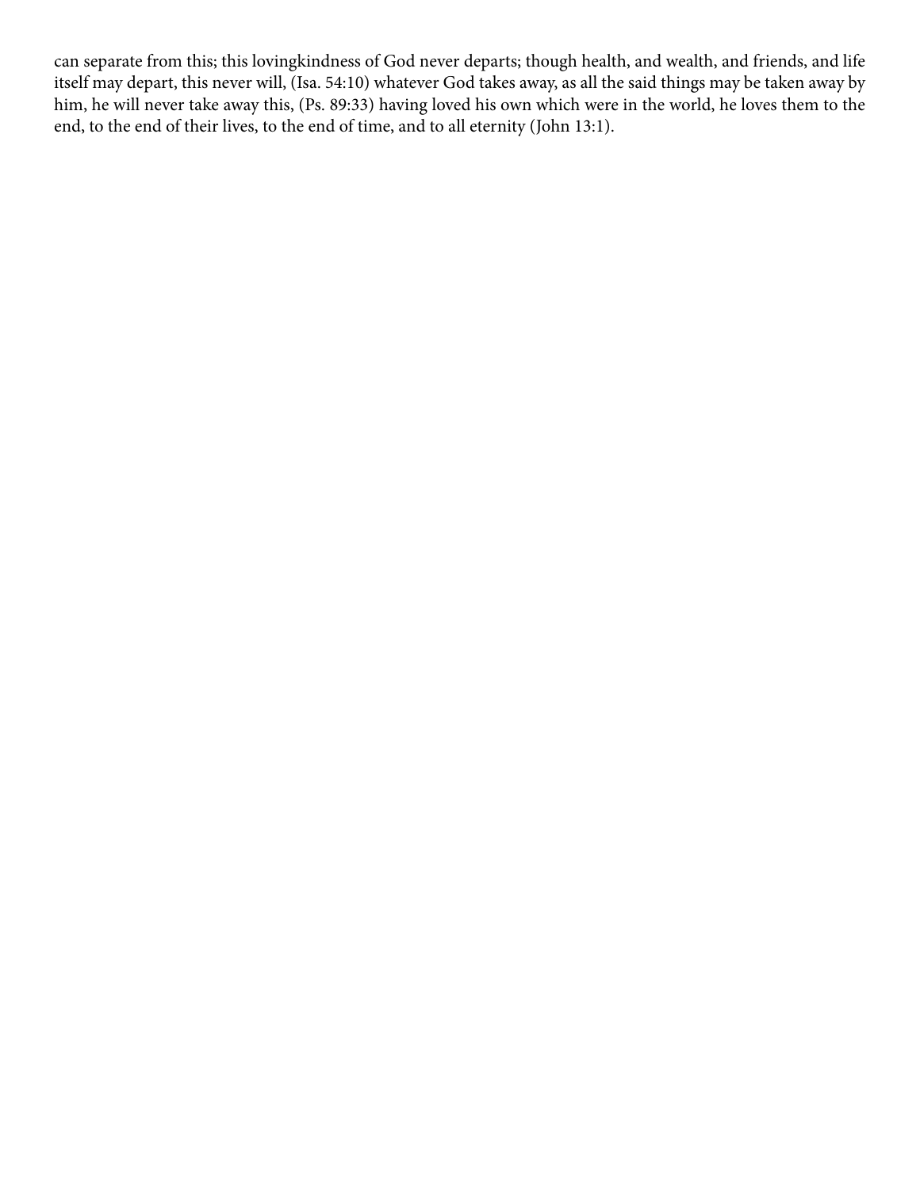can separate from this; this lovingkindness of God never departs; though health, and wealth, and friends, and life itself may depart, this never will, (Isa. 54:10) whatever God takes away, as all the said things may be taken away by him, he will never take away this, (Ps. 89:33) having loved his own which were in the world, he loves them to the end, to the end of their lives, to the end of time, and to all eternity (John 13:1).